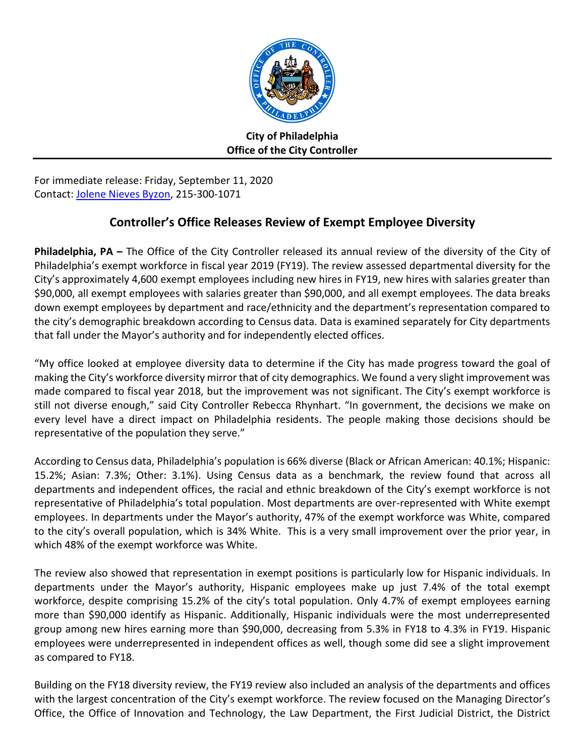**City of Philadelphia**
**Office of the City Controller**

For immediate release: Friday, September 11, 2020
Contact: Jolene Nieves Byzon, 215-300-1071

## Controller's Office Releases Review of Exempt Employee Diversity

**Philadelphia, PA –** The Office of the City Controller released its annual review of the diversity of the City of Philadelphia's exempt workforce in fiscal year 2019 (FY19). The review assessed departmental diversity for the City's approximately 4,600 exempt employees including new hires in FY19, new hires with salaries greater than $90,000, all exempt employees with salaries greater than $90,000, and all exempt employees. The data breaks down exempt employees by department and race/ethnicity and the department's representation compared to the city's demographic breakdown according to Census data. Data is examined separately for City departments that fall under the Mayor's authority and for independently elected offices.

"My office looked at employee diversity data to determine if the City has made progress toward the goal of making the City's workforce diversity mirror that of city demographics. We found a very slight improvement was made compared to fiscal year 2018, but the improvement was not significant. The City's exempt workforce is still not diverse enough," said City Controller Rebecca Rhynhart. "In government, the decisions we make on every level have a direct impact on Philadelphia residents. The people making those decisions should be representative of the population they serve."

According to Census data, Philadelphia's population is 66% diverse (Black or African American: 40.1%; Hispanic: 15.2%; Asian: 7.3%; Other: 3.1%). Using Census data as a benchmark, the review found that across all departments and independent offices, the racial and ethnic breakdown of the City's exempt workforce is not representative of Philadelphia's total population. Most departments are over-represented with White exempt employees. In departments under the Mayor's authority, 47% of the exempt workforce was White, compared to the city's overall population, which is 34% White. This is a very small improvement over the prior year, in which 48% of the exempt workforce was White.

The review also showed that representation in exempt positions is particularly low for Hispanic individuals. In departments under the Mayor's authority, Hispanic employees make up just 7.4% of the total exempt workforce, despite comprising 15.2% of the city's total population. Only 4.7% of exempt employees earning more than $90,000 identify as Hispanic. Additionally, Hispanic individuals were the most underrepresented group among new hires earning more than $90,000, decreasing from 5.3% in FY18 to 4.3% in FY19. Hispanic employees were underrepresented in independent offices as well, though some did see a slight improvement as compared to FY18.

Building on the FY18 diversity review, the FY19 review also included an analysis of the departments and offices with the largest concentration of the City's exempt workforce. The review focused on the Managing Director's Office, the Office of Innovation and Technology, the Law Department, the First Judicial District, the District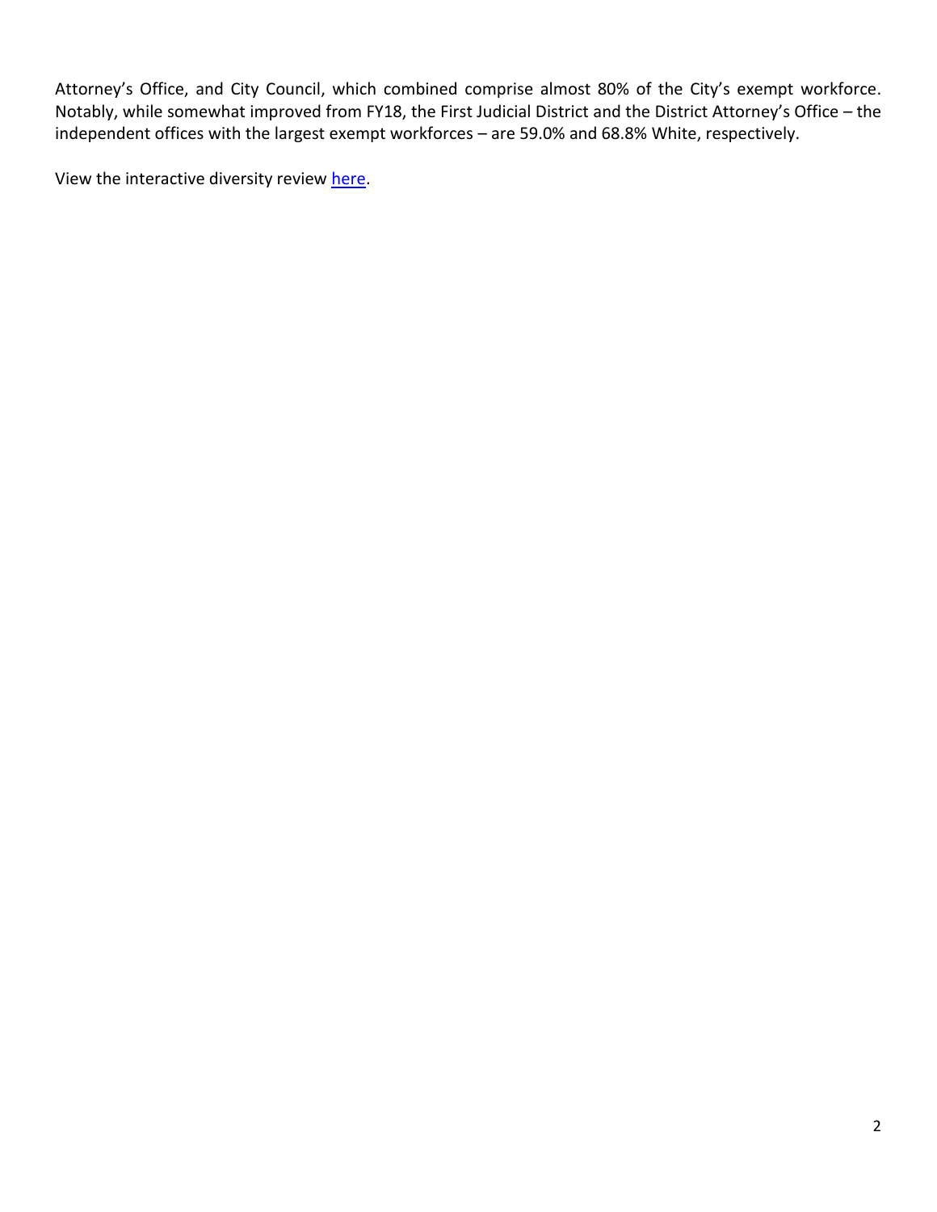Attorney's Office, and City Council, which combined comprise almost 80% of the City's exempt workforce. Notably, while somewhat improved from FY18, the First Judicial District and the District Attorney's Office – the independent offices with the largest exempt workforces – are 59.0% and 68.8% White, respectively.

View the interactive diversity review here.